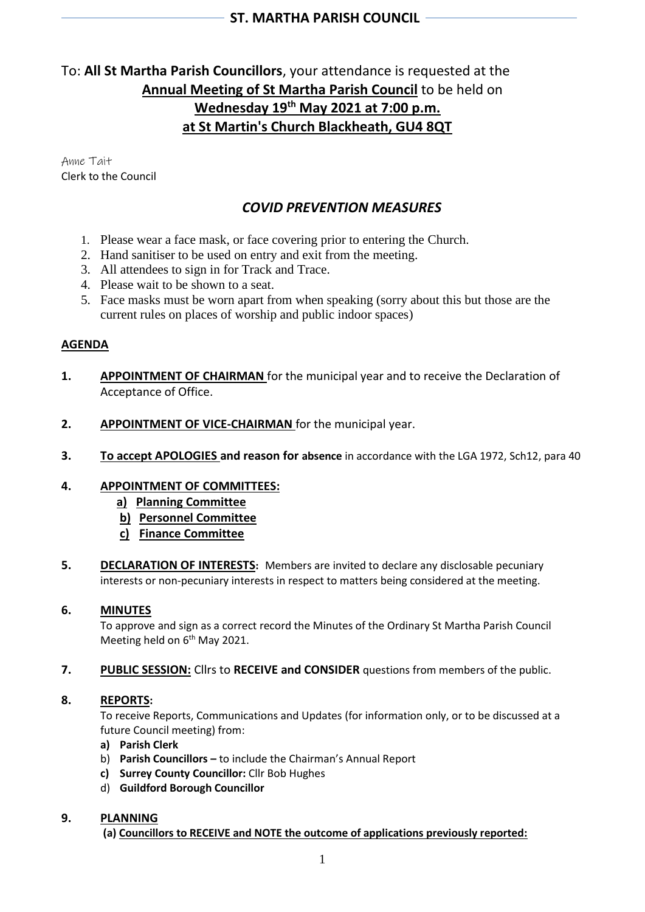# ST. MARTHA PARISH COUNCIL

To: **All St Martha Parish Councillors**, your attendance is requested at the **Annual Meeting of St Martha Parish Council** to be held on **Wednesday 19th May 2021 at 7:00 p.m. at St Martin's Church Blackheath, GU4 8QT**

Anne Tait
Clerk to the Council

## *COVID PREVENTION MEASURES*

1. Please wear a face mask, or face covering prior to entering the Church.
2. Hand sanitiser to be used on entry and exit from the meeting.
3. All attendees to sign in for Track and Trace.
4. Please wait to be shown to a seat.
5. Face masks must be worn apart from when speaking (sorry about this but those are the current rules on places of worship and public indoor spaces)

### AGENDA

**1. APPOINTMENT OF CHAIRMAN** for the municipal year and to receive the Declaration of Acceptance of Office.

**2. APPOINTMENT OF VICE-CHAIRMAN** for the municipal year.

**3. To accept APOLOGIES and reason for absence** in accordance with the LGA 1972, Sch12, para 40

**4. APPOINTMENT OF COMMITTEES:**
- **a) Planning Committee**
- **b) Personnel Committee**
- **c) Finance Committee**

**5. DECLARATION OF INTERESTS:** Members are invited to declare any disclosable pecuniary interests or non-pecuniary interests in respect to matters being considered at the meeting.

**6. MINUTES**

To approve and sign as a correct record the Minutes of the Ordinary St Martha Parish Council Meeting held on 6th May 2021.

**7. PUBLIC SESSION:** Cllrs to **RECEIVE and CONSIDER** questions from members of the public.

**8. REPORTS:**

To receive Reports, Communications and Updates (for information only, or to be discussed at a future Council meeting) from:
- **a) Parish Clerk**
- b) **Parish Councillors –** to include the Chairman's Annual Report
- **c) Surrey County Councillor:** Cllr Bob Hughes
- d) **Guildford Borough Councillor**

**9. PLANNING**

**(a) Councillors to RECEIVE and NOTE the outcome of applications previously reported:**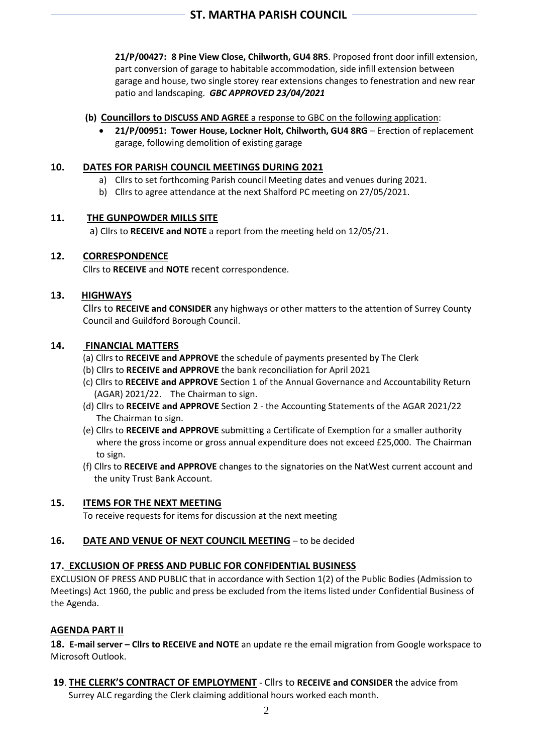**21/P/00427: 8 Pine View Close, Chilworth, GU4 8RS**. Proposed front door infill extension, part conversion of garage to habitable accommodation, side infill extension between garage and house, two single storey rear extensions changes to fenestration and new rear patio and landscaping. ***GBC APPROVED 23/04/2021***

**(b) Councillors to DISCUSS AND AGREE** a response to GBC on the following application:

- **21/P/00951: Tower House, Lockner Holt, Chilworth, GU4 8RG** – Erection of replacement garage, following demolition of existing garage

## 10. DATES FOR PARISH COUNCIL MEETINGS DURING 2021

a) Cllrs to set forthcoming Parish council Meeting dates and venues during 2021.
b) Cllrs to agree attendance at the next Shalford PC meeting on 27/05/2021.

## 11. THE GUNPOWDER MILLS SITE

a) Cllrs to **RECEIVE and NOTE** a report from the meeting held on 12/05/21.

## 12. CORRESPONDENCE

Cllrs to **RECEIVE** and **NOTE** recent correspondence.

## 13. HIGHWAYS

Cllrs to **RECEIVE and CONSIDER** any highways or other matters to the attention of Surrey County Council and Guildford Borough Council.

## 14. FINANCIAL MATTERS

(a) Cllrs to **RECEIVE and APPROVE** the schedule of payments presented by The Clerk
(b) Cllrs to **RECEIVE and APPROVE** the bank reconciliation for April 2021
(c) Cllrs to **RECEIVE and APPROVE** Section 1 of the Annual Governance and Accountability Return (AGAR) 2021/22. The Chairman to sign.
(d) Cllrs to **RECEIVE and APPROVE** Section 2 - the Accounting Statements of the AGAR 2021/22 The Chairman to sign.
(e) Cllrs to **RECEIVE and APPROVE** submitting a Certificate of Exemption for a smaller authority where the gross income or gross annual expenditure does not exceed £25,000. The Chairman to sign.
(f) Cllrs to **RECEIVE and APPROVE** changes to the signatories on the NatWest current account and the unity Trust Bank Account.

## 15. ITEMS FOR THE NEXT MEETING

To receive requests for items for discussion at the next meeting

## 16. DATE AND VENUE OF NEXT COUNCIL MEETING – to be decided

## 17. EXCLUSION OF PRESS AND PUBLIC FOR CONFIDENTIAL BUSINESS

EXCLUSION OF PRESS AND PUBLIC that in accordance with Section 1(2) of the Public Bodies (Admission to Meetings) Act 1960, the public and press be excluded from the items listed under Confidential Business of the Agenda.

## AGENDA PART II

**18. E-mail server – Cllrs to RECEIVE and NOTE** an update re the email migration from Google workspace to Microsoft Outlook.

**19**. **THE CLERK'S CONTRACT OF EMPLOYMENT** - Cllrs to **RECEIVE and CONSIDER** the advice from Surrey ALC regarding the Clerk claiming additional hours worked each month.